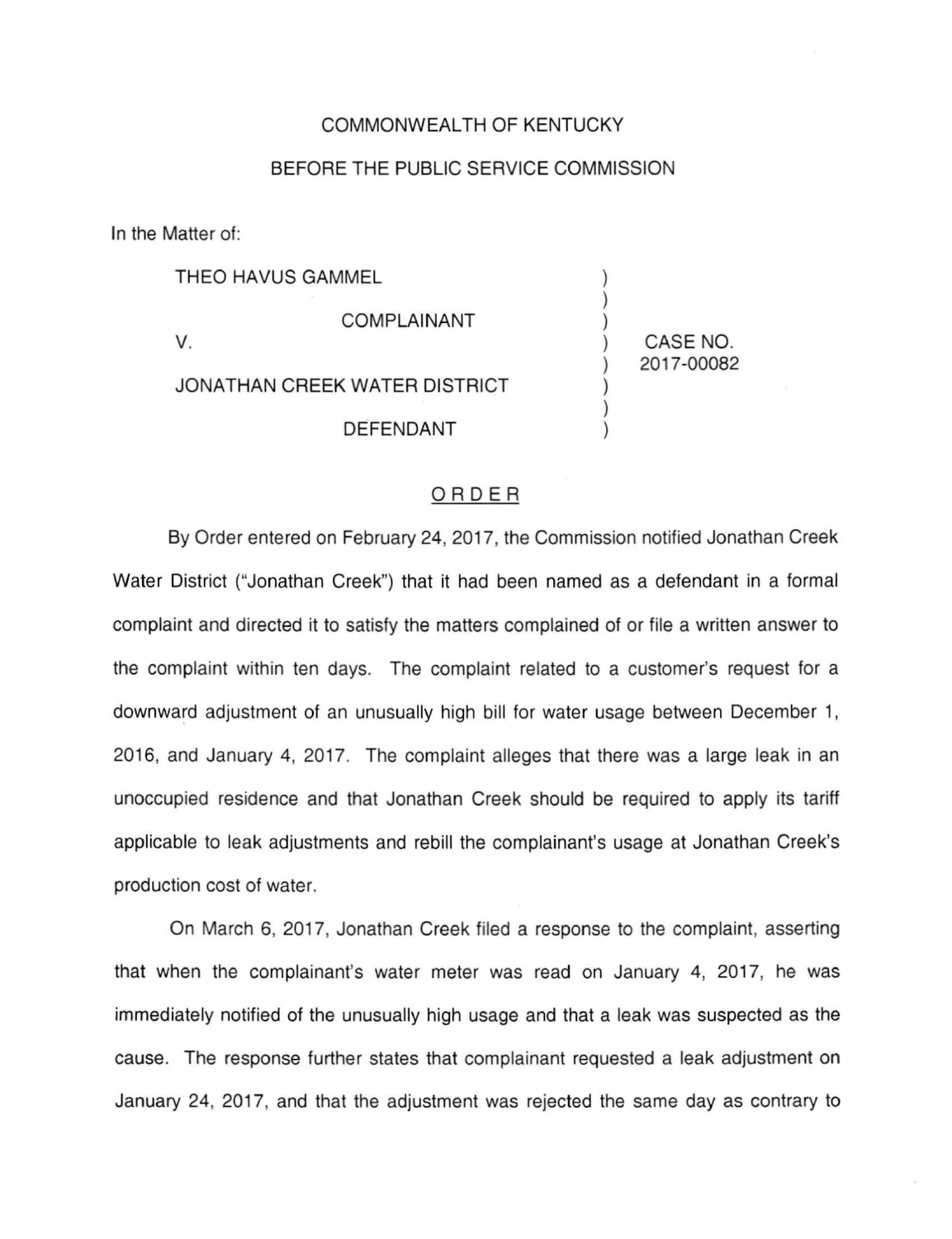COMMONWEALTH OF KENTUCKY

BEFORE THE PUBLIC SERVICE COMMISSION

In the Matter of:

| | | |
|---|---|---|
| THEO HAVUS GAMMEL | ) | |
| COMPLAINANT | ) | |
| V. | ) | CASE NO. 2017-00082 |
| JONATHAN CREEK WATER DISTRICT | ) | |
| DEFENDANT | ) | |

## ORDER

By Order entered on February 24, 2017, the Commission notified Jonathan Creek Water District ("Jonathan Creek") that it had been named as a defendant in a formal complaint and directed it to satisfy the matters complained of or file a written answer to the complaint within ten days. The complaint related to a customer's request for a downward adjustment of an unusually high bill for water usage between December 1, 2016, and January 4, 2017. The complaint alleges that there was a large leak in an unoccupied residence and that Jonathan Creek should be required to apply its tariff applicable to leak adjustments and rebill the complainant's usage at Jonathan Creek's production cost of water.

On March 6, 2017, Jonathan Creek filed a response to the complaint, asserting that when the complainant's water meter was read on January 4, 2017, he was immediately notified of the unusually high usage and that a leak was suspected as the cause. The response further states that complainant requested a leak adjustment on January 24, 2017, and that the adjustment was rejected the same day as contrary to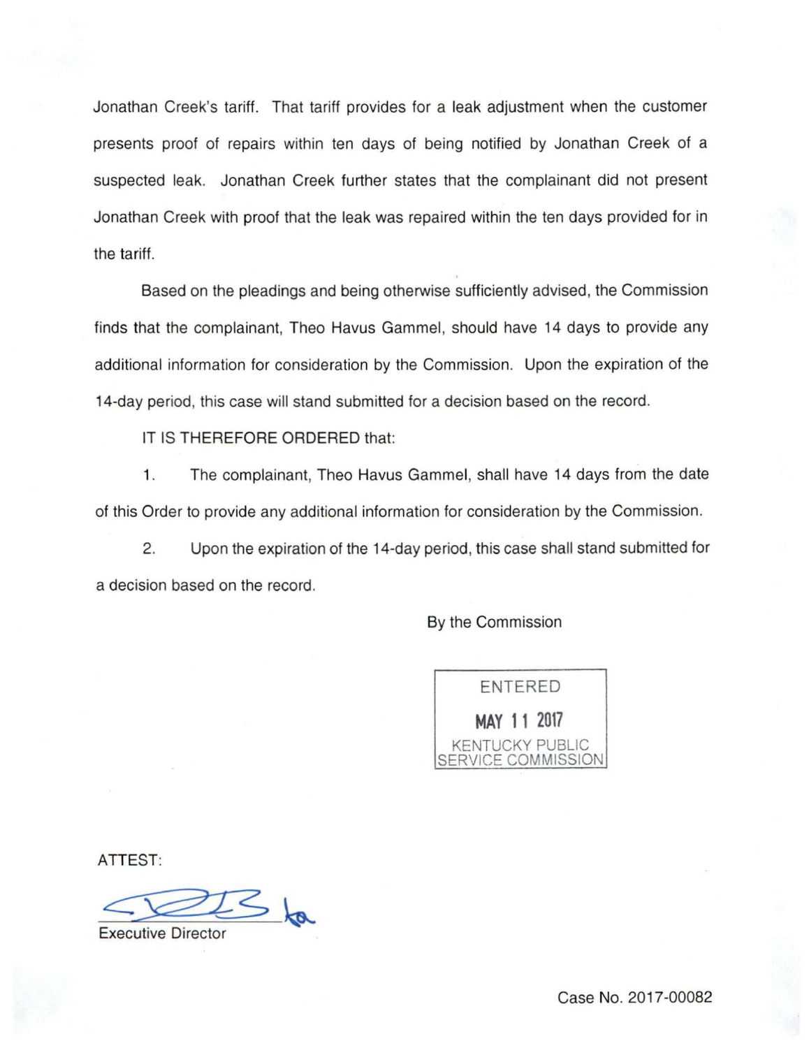Jonathan Creek's tariff. That tariff provides for a leak adjustment when the customer presents proof of repairs within ten days of being notified by Jonathan Creek of a suspected leak. Jonathan Creek further states that the complainant did not present Jonathan Creek with proof that the leak was repaired within the ten days provided for in the tariff.

Based on the pleadings and being otherwise sufficiently advised, the Commission finds that the complainant, Theo Havus Gammel, should have 14 days to provide any additional information for consideration by the Commission. Upon the expiration of the 14-day period, this case will stand submitted for a decision based on the record.

IT IS THEREFORE ORDERED that:

1. The complainant, Theo Havus Gammel, shall have 14 days from the date of this Order to provide any additional information for consideration by the Commission.

2. Upon the expiration of the 14-day period, this case shall stand submitted for a decision based on the record.

By the Commission

ENTERED
MAY 11 2017
KENTUCKY PUBLIC SERVICE COMMISSION

ATTEST:

Executive Director

Case No. 2017-00082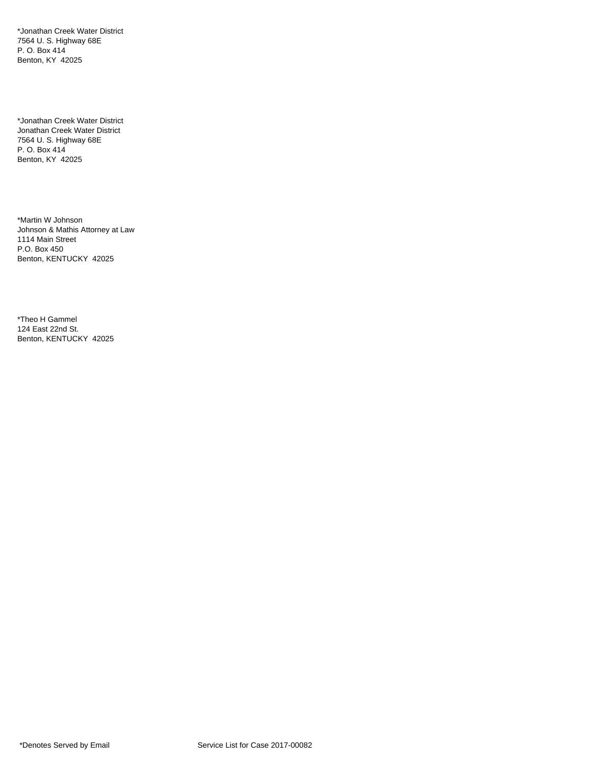*Jonathan Creek Water District
7564 U. S. Highway 68E
P. O. Box 414
Benton, KY  42025

*Jonathan Creek Water District
Jonathan Creek Water District
7564 U. S. Highway 68E
P. O. Box 414
Benton, KY  42025

*Martin W Johnson
Johnson & Mathis Attorney at Law
1114 Main Street
P.O. Box 450
Benton, KENTUCKY  42025

*Theo H Gammel
124 East 22nd St.
Benton, KENTUCKY  42025